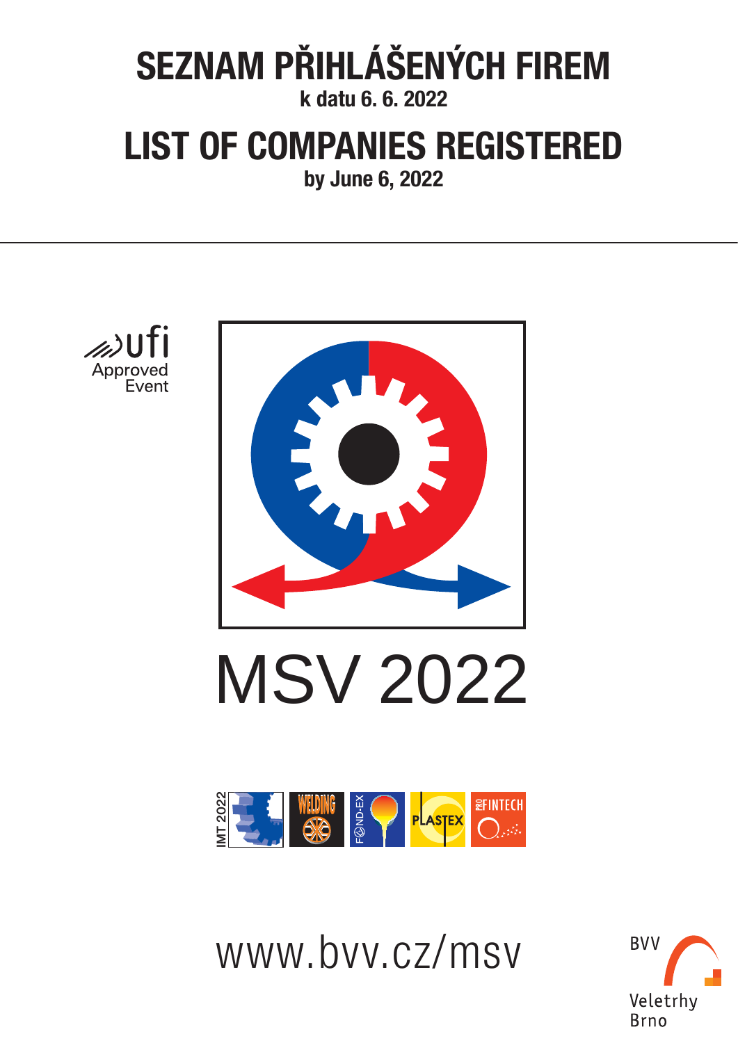# SEZNAM PŘIHLÁŠENÝCH FIREM

**k datu 6. 6. 2022**

# LIST OF COMPANIES REGISTERED

**by June 6, 2022**

ufi Approved Event

# MSV 2022

IMT 2022 · WELDING · FOND-EX · PLASTEX · PROFINTECH

www.bvv.cz/msv

BVV Veletrhy Brno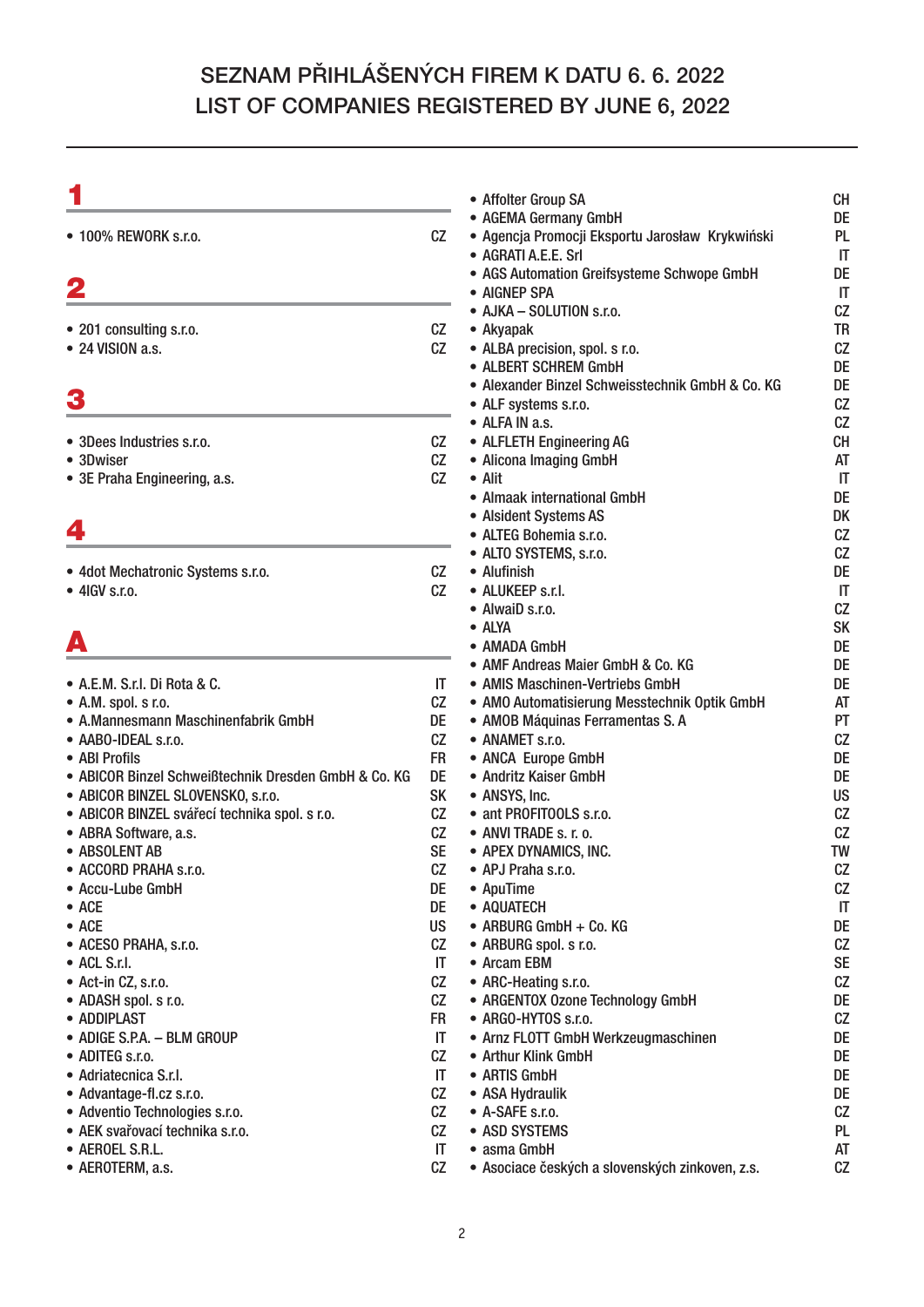# SEZNAM PŘIHLÁŠENÝCH FIREM K DATU 6. 6. 2022
# LIST OF COMPANIES REGISTERED BY JUNE 6, 2022

## 1

- 100% REWORK s.r.o. — CZ

## 2

- 201 consulting s.r.o. — CZ
- 24 VISION a.s. — CZ

## 3

- 3Dees Industries s.r.o. — CZ
- 3Dwiser — CZ
- 3E Praha Engineering, a.s. — CZ

## 4

- 4dot Mechatronic Systems s.r.o. — CZ
- 4IGV s.r.o. — CZ

## A

- A.E.M. S.r.l. Di Rota & C. — IT
- A.M. spol. s r.o. — CZ
- A.Mannesmann Maschinenfabrik GmbH — DE
- AABO-IDEAL s.r.o. — CZ
- ABI Profils — FR
- ABICOR Binzel Schweißtechnik Dresden GmbH & Co. KG — DE
- ABICOR BINZEL SLOVENSKO, s.r.o. — SK
- ABICOR BINZEL svářecí technika spol. s r.o. — CZ
- ABRA Software, a.s. — CZ
- ABSOLENT AB — SE
- ACCORD PRAHA s.r.o. — CZ
- Accu-Lube GmbH — DE
- ACE — DE
- ACE — US
- ACESO PRAHA, s.r.o. — CZ
- ACL S.r.l. — IT
- Act-in CZ, s.r.o. — CZ
- ADASH spol. s r.o. — CZ
- ADDIPLAST — FR
- ADIGE S.P.A. – BLM GROUP — IT
- ADITEG s.r.o. — CZ
- Adriatecnica S.r.l. — IT
- Advantage-fl.cz s.r.o. — CZ
- Adventio Technologies s.r.o. — CZ
- AEK svařovací technika s.r.o. — CZ
- AEROEL S.R.L. — IT
- AEROTERM, a.s. — CZ
- Affolter Group SA — CH
- AGEMA Germany GmbH — DE
- Agencja Promocji Eksportu Jarosław Krykwiński — PL
- AGRATI A.E.E. Srl — IT
- AGS Automation Greifsysteme Schwope GmbH — DE
- AIGNEP SPA — IT
- AJKA – SOLUTION s.r.o. — CZ
- Akyapak — TR
- ALBA precision, spol. s r.o. — CZ
- ALBERT SCHREM GmbH — DE
- Alexander Binzel Schweisstechnik GmbH & Co. KG — DE
- ALF systems s.r.o. — CZ
- ALFA IN a.s. — CZ
- ALFLETH Engineering AG — CH
- Alicona Imaging GmbH — AT
- Alit — IT
- Almaak international GmbH — DE
- Alsident Systems AS — DK
- ALTEG Bohemia s.r.o. — CZ
- ALTO SYSTEMS, s.r.o. — CZ
- Alufinish — DE
- ALUKEEP s.r.l. — IT
- AlwaiD s.r.o. — CZ
- ALYA — SK
- AMADA GmbH — DE
- AMF Andreas Maier GmbH & Co. KG — DE
- AMIS Maschinen-Vertriebs GmbH — DE
- AMO Automatisierung Messtechnik Optik GmbH — AT
- AMOB Máquinas Ferramentas S. A — PT
- ANAMET s.r.o. — CZ
- ANCA Europe GmbH — DE
- Andritz Kaiser GmbH — DE
- ANSYS, Inc. — US
- ant PROFITOOLS s.r.o. — CZ
- ANVI TRADE s. r. o. — CZ
- APEX DYNAMICS, INC. — TW
- APJ Praha s.r.o. — CZ
- ApuTime — CZ
- AQUATECH — IT
- ARBURG GmbH + Co. KG — DE
- ARBURG spol. s r.o. — CZ
- Arcam EBM — SE
- ARC-Heating s.r.o. — CZ
- ARGENTOX Ozone Technology GmbH — DE
- ARGO-HYTOS s.r.o. — CZ
- Arnz FLOTT GmbH Werkzeugmaschinen — DE
- Arthur Klink GmbH — DE
- ARTIS GmbH — DE
- ASA Hydraulik — DE
- A-SAFE s.r.o. — CZ
- ASD SYSTEMS — PL
- asma GmbH — AT
- Asociace českých a slovenských zinkoven, z.s. — CZ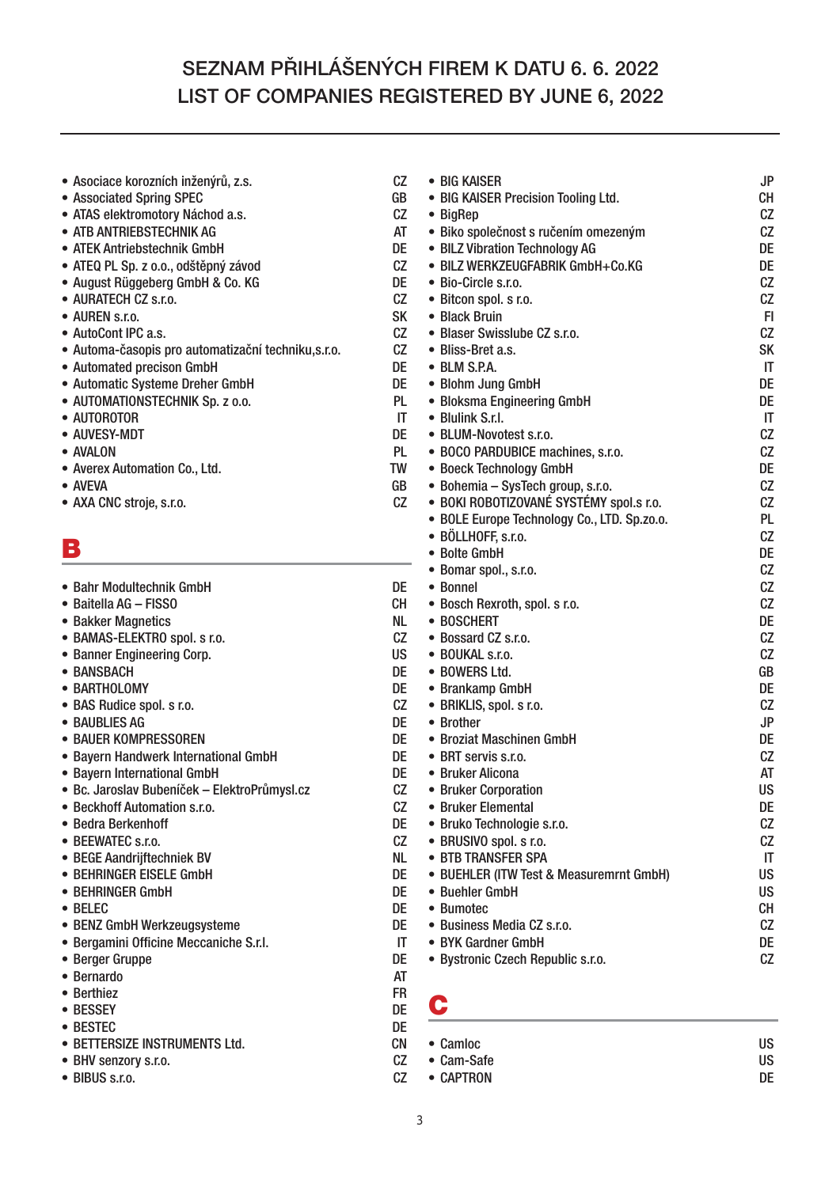# SEZNAM PŘIHLÁŠENÝCH FIREM K DATU 6. 6. 2022
# LIST OF COMPANIES REGISTERED BY JUNE 6, 2022

- Asociace korozních inženýrů, z.s. CZ
- Associated Spring SPEC GB
- ATAS elektromotory Náchod a.s. CZ
- ATB ANTRIEBSTECHNIK AG AT
- ATEK Antriebstechnik GmbH DE
- ATEQ PL Sp. z o.o., odštěpný závod CZ
- August Rüggeberg GmbH & Co. KG DE
- AURATECH CZ s.r.o. CZ
- AUREN s.r.o. SK
- AutoCont IPC a.s. CZ
- Automa-časopis pro automatizační techniku,s.r.o. CZ
- Automated precison GmbH DE
- Automatic Systeme Dreher GmbH DE
- AUTOMATIONSTECHNIK Sp. z o.o. PL
- AUTOROTOR IT
- AUVESY-MDT DE
- AVALON PL
- Averex Automation Co., Ltd. TW
- AVEVA GB
- AXA CNC stroje, s.r.o. CZ

## B

- Bahr Modultechnik GmbH DE
- Baitella AG – FISSO CH
- Bakker Magnetics NL
- BAMAS-ELEKTRO spol. s r.o. CZ
- Banner Engineering Corp. US
- BANSBACH DE
- BARTHOLOMY DE
- BAS Rudice spol. s r.o. CZ
- BAUBLIES AG DE
- BAUER KOMPRESSOREN DE
- Bayern Handwerk International GmbH DE
- Bayern International GmbH DE
- Bc. Jaroslav Bubeníček – ElektroPrůmysl.cz CZ
- Beckhoff Automation s.r.o. CZ
- Bedra Berkenhoff DE
- BEEWATEC s.r.o. CZ
- BEGE Aandrijftechniek BV NL
- BEHRINGER EISELE GmbH DE
- BEHRINGER GmbH DE
- BELEC DE
- BENZ GmbH Werkzeugsysteme DE
- Bergamini Officine Meccaniche S.r.l. IT
- Berger Gruppe DE
- Bernardo AT
- Berthiez FR
- BESSEY DE
- BESTEC DE
- BETTERSIZE INSTRUMENTS Ltd. CN
- BHV senzory s.r.o. CZ
- BIBUS s.r.o. CZ
- BIG KAISER JP
- BIG KAISER Precision Tooling Ltd. CH
- BigRep CZ
- Biko společnost s ručením omezeným CZ
- BILZ Vibration Technology AG DE
- BILZ WERKZEUGFABRIK GmbH+Co.KG DE
- Bio-Circle s.r.o. CZ
- Bitcon spol. s r.o. CZ
- Black Bruin FI
- Blaser Swisslube CZ s.r.o. CZ
- Bliss-Bret a.s. SK
- BLM S.P.A. IT
- Blohm Jung GmbH DE
- Bloksma Engineering GmbH DE
- Blulink S.r.l. IT
- BLUM-Novotest s.r.o. CZ
- BOCO PARDUBICE machines, s.r.o. CZ
- Boeck Technology GmbH DE
- Bohemia – SysTech group, s.r.o. CZ
- BOKI ROBOTIZOVANÉ SYSTÉMY spol.s r.o. CZ
- BOLE Europe Technology Co., LTD. Sp.zo.o. PL
- BÖLLHOFF, s.r.o. CZ
- Bolte GmbH DE
- Bomar spol., s.r.o. CZ
- Bonnel CZ
- Bosch Rexroth, spol. s r.o. CZ
- BOSCHERT DE
- Bossard CZ s.r.o. CZ
- BOUKAL s.r.o. CZ
- BOWERS Ltd. GB
- Brankamp GmbH DE
- BRIKLIS, spol. s r.o. CZ
- Brother JP
- Broziat Maschinen GmbH DE
- BRT servis s.r.o. CZ
- Bruker Alicona AT
- Bruker Corporation US
- Bruker Elemental DE
- Bruko Technologie s.r.o. CZ
- BRUSIVO spol. s r.o. CZ
- BTB TRANSFER SPA IT
- BUEHLER (ITW Test & Measuremrnt GmbH) US
- Buehler GmbH US
- Bumotec CH
- Business Media CZ s.r.o. CZ
- BYK Gardner GmbH DE
- Bystronic Czech Republic s.r.o. CZ

## C

- Camloc US
- Cam-Safe US
- CAPTRON DE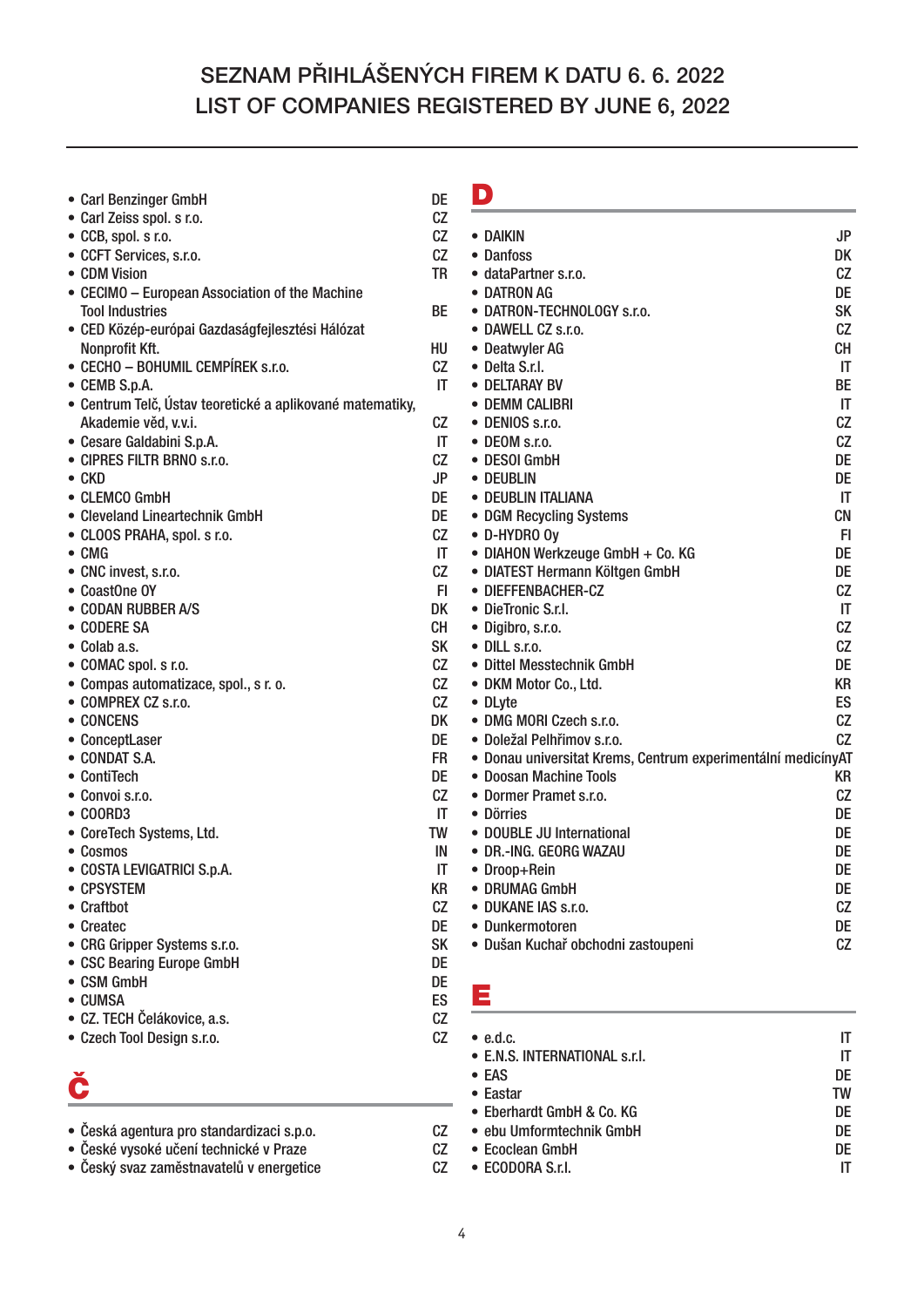# SEZNAM PŘIHLÁŠENÝCH FIREM K DATU 6. 6. 2022
# LIST OF COMPANIES REGISTERED BY JUNE 6, 2022

- Carl Benzinger GmbH DE
- Carl Zeiss spol. s r.o. CZ
- CCB, spol. s r.o. CZ
- CCFT Services, s.r.o. CZ
- CDM Vision TR
- CECIMO – European Association of the Machine Tool Industries BE
- CED Közép-európai Gazdaságfejlesztési Hálózat Nonprofit Kft. HU
- CECHO – BOHUMIL CEMPÍREK s.r.o. CZ
- CEMB S.p.A. IT
- Centrum Telč, Ústav teoretické a aplikované matematiky, Akademie věd, v.v.i. CZ
- Cesare Galdabini S.p.A. IT
- CIPRES FILTR BRNO s.r.o. CZ
- CKD JP
- CLEMCO GmbH DE
- Cleveland Lineartechnik GmbH DE
- CLOOS PRAHA, spol. s r.o. CZ
- CMG IT
- CNC invest, s.r.o. CZ
- CoastOne OY FI
- CODAN RUBBER A/S DK
- CODERE SA CH
- Colab a.s. SK
- COMAC spol. s r.o. CZ
- Compas automatizace, spol., s r. o. CZ
- COMPREX CZ s.r.o. CZ
- CONCENS DK
- ConceptLaser DE
- CONDAT S.A. FR
- ContiTech DE
- Convoi s.r.o. CZ
- COORD3 IT
- CoreTech Systems, Ltd. TW
- Cosmos IN
- COSTA LEVIGATRICI S.P.A. IT
- CPSYSTEM KR
- Craftbot CZ
- Createc DE
- CRG Gripper Systems s.r.o. SK
- CSC Bearing Europe GmbH DE
- CSM GmbH DE
- CUMSA ES
- CZ. TECH Čelákovice, a.s. CZ
- Czech Tool Design s.r.o. CZ

## Č

- Česká agentura pro standardizaci s.p.o. CZ
- České vysoké učení technické v Praze CZ
- Český svaz zaměstnavatelů v energetice CZ

## D

- DAIKIN JP
- Danfoss DK
- dataPartner s.r.o. CZ
- DATRON AG DE
- DATRON-TECHNOLOGY s.r.o. SK
- DAWELL CZ s.r.o. CZ
- Deatwyler AG CH
- Delta S.r.l. IT
- DELTARAY BV BE
- DEMM CALIBRI IT
- DENIOS s.r.o. CZ
- DEOM s.r.o. CZ
- DESOI GmbH DE
- DEUBLIN DE
- DEUBLIN ITALIANA IT
- DGM Recycling Systems CN
- D-HYDRO Oy FI
- DIAHON Werkzeuge GmbH + Co. KG DE
- DIATEST Hermann Költgen GmbH DE
- DIEFFENBACHER-CZ CZ
- DieTronic S.r.l. IT
- Digibro, s.r.o. CZ
- DILL s.r.o. CZ
- Dittel Messtechnik GmbH DE
- DKM Motor Co., Ltd. KR
- DLyte ES
- DMG MORI Czech s.r.o. CZ
- Doležal Pelhřimov s.r.o. CZ
- Donau universitat Krems, Centrum experimentální medicíny AT
- Doosan Machine Tools KR
- Dormer Pramet s.r.o. CZ
- Dörries DE
- DOUBLE JU International DE
- DR.-ING. GEORG WAZAU DE
- Droop+Rein DE
- DRUMAG GmbH DE
- DUKANE IAS s.r.o. CZ
- Dunkermotoren DE
- Dušan Kuchař obchodni zastoupeni CZ

## E

- e.d.c. IT
- E.N.S. INTERNATIONAL s.r.l. IT
- EAS DE
- Eastar TW
- Eberhardt GmbH & Co. KG DE
- ebu Umformtechnik GmbH DE
- Ecoclean GmbH DE
- ECODORA S.r.l. IT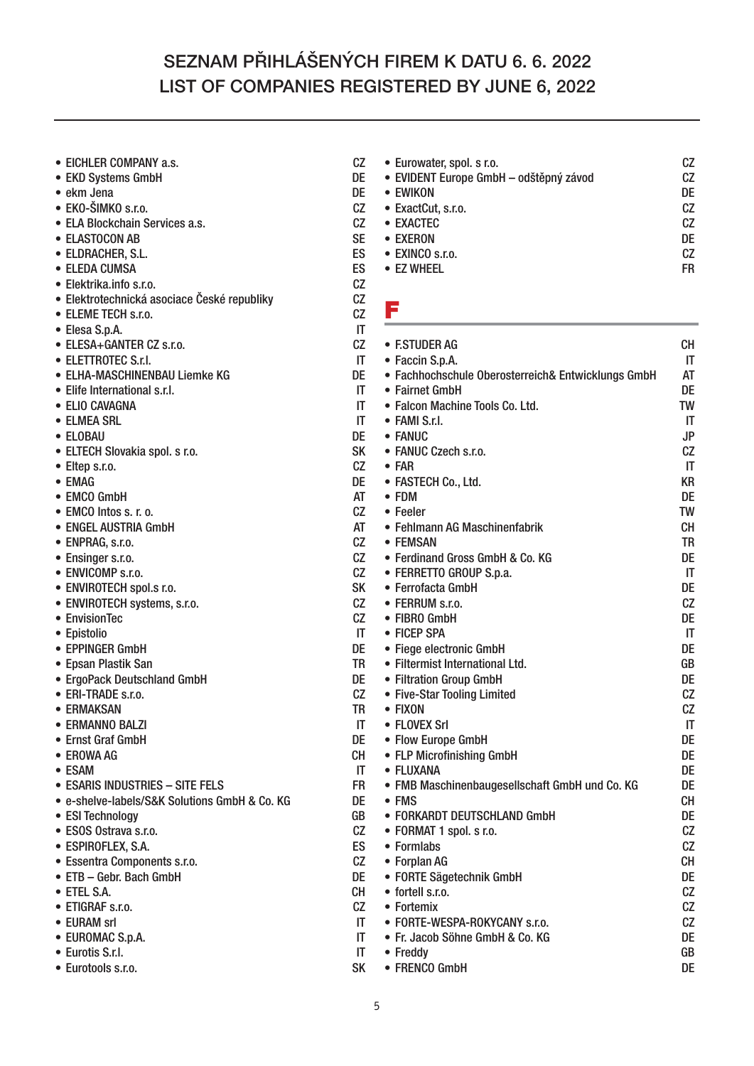# SEZNAM PŘIHLÁŠENÝCH FIREM K DATU 6. 6. 2022
# LIST OF COMPANIES REGISTERED BY JUNE 6, 2022

- EICHLER COMPANY a.s. CZ
- EKD Systems GmbH DE
- ekm Jena DE
- EKO-ŠIMKO s.r.o. CZ
- ELA Blockchain Services a.s. CZ
- ELASTOCON AB SE
- ELDRACHER, S.L. ES
- ELEDA CUMSA ES
- Elektrika.info s.r.o. CZ
- Elektrotechnická asociace České republiky CZ
- ELEME TECH s.r.o. CZ
- Elesa S.p.A. IT
- ELESA+GANTER CZ s.r.o. CZ
- ELETTROTEC S.r.l. IT
- ELHA-MASCHINENBAU Liemke KG DE
- Elife International s.r.l. IT
- ELIO CAVAGNA IT
- ELMEA SRL IT
- ELOBAU DE
- ELTECH Slovakia spol. s r.o. SK
- Eltep s.r.o. CZ
- EMAG DE
- EMCO GmbH AT
- EMCO Intos s. r. o. CZ
- ENGEL AUSTRIA GmbH AT
- ENPRAG, s.r.o. CZ
- Ensinger s.r.o. CZ
- ENVICOMP s.r.o. CZ
- ENVIROTECH spol.s r.o. SK
- ENVIROTECH systems, s.r.o. CZ
- EnvisionTec CZ
- Epistolio IT
- EPPINGER GmbH DE
- Epsan Plastik San TR
- ErgoPack Deutschland GmbH DE
- ERI-TRADE s.r.o. CZ
- ERMAKSAN TR
- ERMANNO BALZI IT
- Ernst Graf GmbH DE
- EROWA AG CH
- ESAM IT
- ESARIS INDUSTRIES – SITE FELS FR
- e-shelve-labels/S&K Solutions GmbH & Co. KG DE
- ESI Technology GB
- ESOS Ostrava s.r.o. CZ
- ESPIROFLEX, S.A. ES
- Essentra Components s.r.o. CZ
- ETB – Gebr. Bach GmbH DE
- ETEL S.A. CH
- ETIGRAF s.r.o. CZ
- EURAM srl IT
- EUROMAC S.p.A. IT
- Eurotis S.r.l. IT
- Eurotools s.r.o. SK
- Eurowater, spol. s r.o. CZ
- EVIDENT Europe GmbH – odštěpný závod CZ
- EWIKON DE
- ExactCut, s.r.o. CZ
- EXACTEC CZ
- EXERON DE
- EXINCO s.r.o. CZ
- EZ WHEEL FR

## F

- F.STUDER AG CH
- Faccin S.p.A. IT
- Fachhochschule Oberosterreich& Entwicklungs GmbH AT
- Fairnet GmbH DE
- Falcon Machine Tools Co. Ltd. TW
- FAMI S.r.l. IT
- FANUC JP
- FANUC Czech s.r.o. CZ
- FAR IT
- FASTECH Co., Ltd. KR
- FDM DE
- Feeler TW
- Fehlmann AG Maschinenfabrik CH
- FEMSAN TR
- Ferdinand Gross GmbH & Co. KG DE
- FERRETTO GROUP S.p.a. IT
- Ferrofacta GmbH DE
- FERRUM s.r.o. CZ
- FIBRO GmbH DE
- FICEP SPA IT
- Fiege electronic GmbH DE
- Filtermist International Ltd. GB
- Filtration Group GmbH DE
- Five-Star Tooling Limited CZ
- FIXON CZ
- FLOVEX Srl IT
- Flow Europe GmbH DE
- FLP Microfinishing GmbH DE
- FLUXANA DE
- FMB Maschinenbaugesellschaft GmbH und Co. KG DE
- FMS CH
- FORKARDT DEUTSCHLAND GmbH DE
- FORMAT 1 spol. s r.o. CZ
- Formlabs CZ
- Forplan AG CH
- FORTE Sägetechnik GmbH DE
- fortell s.r.o. CZ
- Fortemix CZ
- FORTE-WESPA-ROKYCANY s.r.o. CZ
- Fr. Jacob Söhne GmbH & Co. KG DE
- Freddy GB
- FRENCO GmbH DE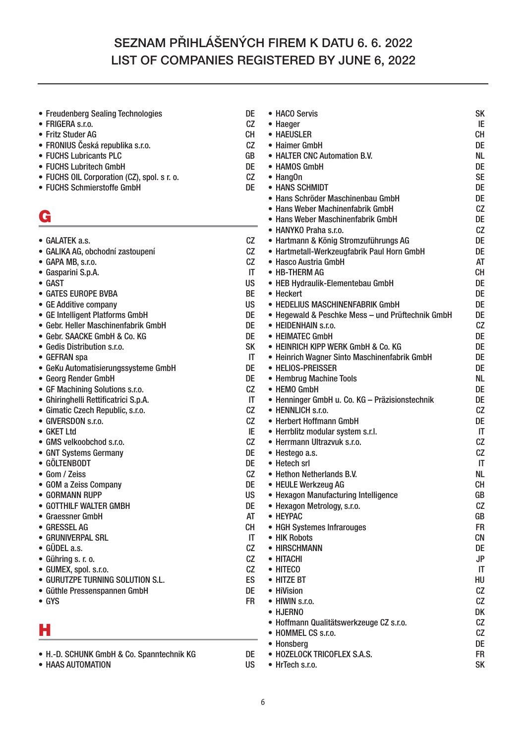# SEZNAM PŘIHLÁŠENÝCH FIREM K DATU 6. 6. 2022
# LIST OF COMPANIES REGISTERED BY JUNE 6, 2022

- Freudenberg Sealing Technologies DE
- FRIGERA s.r.o. CZ
- Fritz Studer AG CH
- FRONIUS Česká republika s.r.o. CZ
- FUCHS Lubricants PLC GB
- FUCHS Lubritech GmbH DE
- FUCHS OIL Corporation (CZ), spol. s r. o. CZ
- FUCHS Schmierstoffe GmbH DE

## G

- GALATEK a.s. CZ
- GALIKA AG, obchodní zastoupení CZ
- GAPA MB, s.r.o. CZ
- Gasparini S.p.A. IT
- GAST US
- GATES EUROPE BVBA BE
- GE Additive company US
- GE Intelligent Platforms GmbH DE
- Gebr. Heller Maschinenfabrik GmbH DE
- Gebr. SAACKE GmbH & Co. KG DE
- Gedis Distribution s.r.o. SK
- GEFRAN spa IT
- GeKu Automatisierungssysteme GmbH DE
- Georg Render GmbH DE
- GF Machining Solutions s.r.o. CZ
- Ghiringhelli Rettificatrici S.p.A. IT
- Gimatic Czech Republic, s.r.o. CZ
- GIVERSDON s.r.o. CZ
- GKET Ltd IE
- GMS velkoobchod s.r.o. CZ
- GNT Systems Germany DE
- GÖLTENBODT DE
- Gom / Zeiss CZ
- GOM a Zeiss Company DE
- GORMANN RUPP US
- GOTTHILF WALTER GMBH DE
- Graessner GmbH AT
- GRESSEL AG CH
- GRUNIVERPAL SRL IT
- GÜDEL a.s. CZ
- Gühring s. r. o. CZ
- GUMEX, spol. s.r.o. CZ
- GURUTZPE TURNING SOLUTION S.L. ES
- Güthle Pressenspannen GmbH DE
- GYS FR

## H

- H.-D. SCHUNK GmbH & Co. Spanntechnik KG DE
- HAAS AUTOMATION US
- HACO Servis SK
- Haeger IE
- HAEUSLER CH
- Haimer GmbH DE
- HALTER CNC Automation B.V. NL
- HAMOS GmbH DE
- HangOn SE
- HANS SCHMIDT DE
- Hans Schröder Maschinenbau GmbH DE
- Hans Weber Machinenfabrik GmbH CZ
- Hans Weber Maschinenfabrik GmbH DE
- HANYKO Praha s.r.o. CZ
- Hartmann & König Stromzuführungs AG DE
- Hartmetall-Werkzeugfabrik Paul Horn GmbH DE
- Hasco Austria GmbH AT
- HB-THERM AG CH
- HEB Hydraulik-Elementebau GmbH DE
- Heckert DE
- HEDELIUS MASCHINENFABRIK GmbH DE
- Hegewald & Peschke Mess – und Prüftechnik GmbH DE
- HEIDENHAIN s.r.o. CZ
- HEIMATEC GmbH DE
- HEINRICH KIPP WERK GmbH & Co. KG DE
- Heinrich Wagner Sinto Maschinenfabrik GmbH DE
- HELIOS-PREISSER DE
- Hembrug Machine Tools NL
- HEMO GmbH DE
- Henninger GmbH u. Co. KG – Präzisionstechnik DE
- HENNLICH s.r.o. CZ
- Herbert Hoffmann GmbH DE
- Herrblitz modular system s.r.l. IT
- Herrmann Ultrazvuk s.r.o. CZ
- Hestego a.s. CZ
- Hetech srl IT
- Hethon Netherlands B.V. NL
- HEULE Werkzeug AG CH
- Hexagon Manufacturing Intelligence GB
- Hexagon Metrology, s.r.o. CZ
- HEYPAC GB
- HGH Systemes Infrarouges FR
- HIK Robots CN
- HIRSCHMANN DE
- HITACHI JP
- HITECO IT
- HITZE BT HU
- HiVision CZ
- HIWIN s.r.o. CZ
- HJERNO DK
- Hoffmann Qualitätswerkzeuge CZ s.r.o. CZ
- HOMMEL CS s.r.o. CZ
- Honsberg DE
- HOZELOCK TRICOFLEX S.A.S. FR
- HrTech s.r.o. SK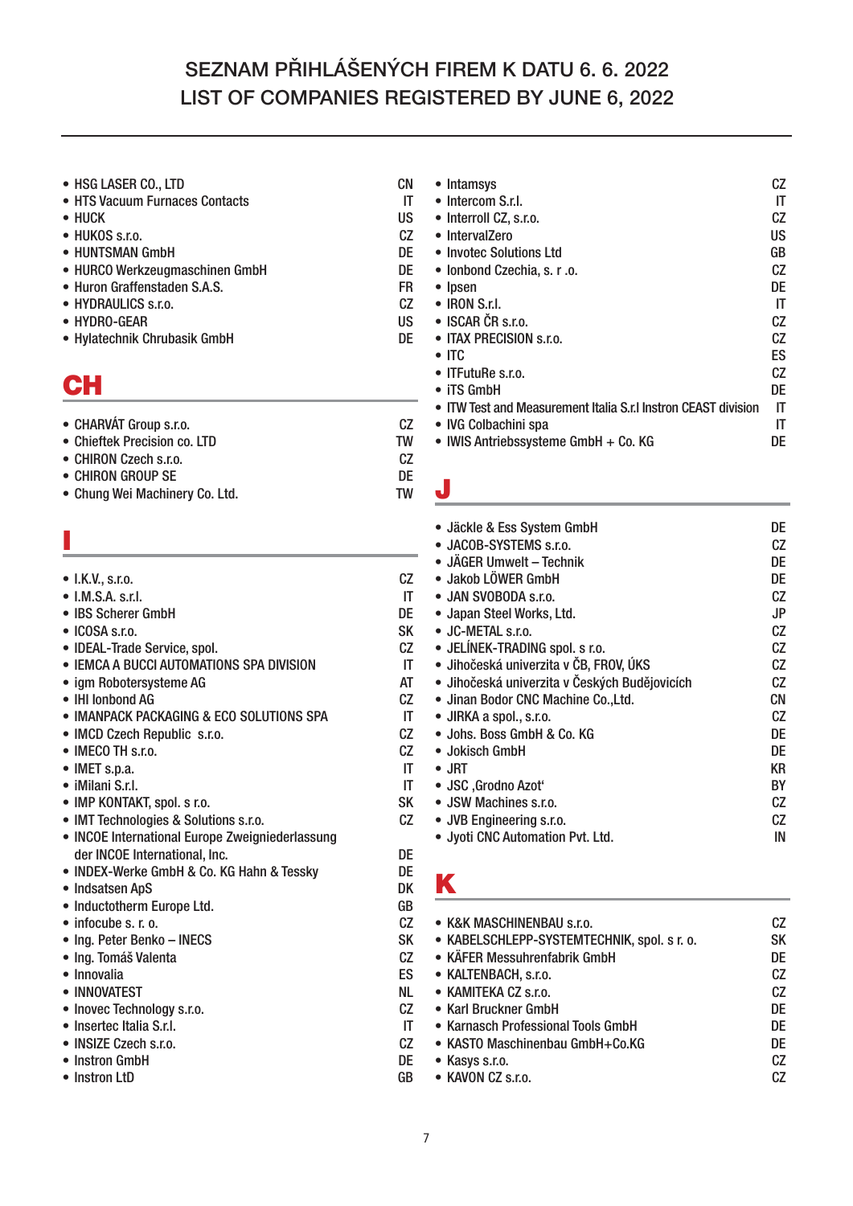# SEZNAM PŘIHLÁŠENÝCH FIREM K DATU 6. 6. 2022
# LIST OF COMPANIES REGISTERED BY JUNE 6, 2022

- HSG LASER CO., LTD — CN
- HTS Vacuum Furnaces Contacts — IT
- HUCK — US
- HUKOS s.r.o. — CZ
- HUNTSMAN GmbH — DE
- HURCO Werkzeugmaschinen GmbH — DE
- Huron Graffenstaden S.A.S. — FR
- HYDRAULICS s.r.o. — CZ
- HYDRO-GEAR — US
- Hylatechnik Chrubasik GmbH — DE

## CH

- CHARVÁT Group s.r.o. — CZ
- Chieftek Precision co. LTD — TW
- CHIRON Czech s.r.o. — CZ
- CHIRON GROUP SE — DE
- Chung Wei Machinery Co. Ltd. — TW

## I

- I.K.V., s.r.o. — CZ
- I.M.S.A. s.r.l. — IT
- IBS Scherer GmbH — DE
- ICOSA s.r.o. — SK
- IDEAL-Trade Service, spol. — CZ
- IEMCA A BUCCI AUTOMATIONS SPA DIVISION — IT
- igm Robotersysteme AG — AT
- IHI Ionbond AG — CZ
- IMANPACK PACKAGING & ECO SOLUTIONS SPA — IT
- IMCD Czech Republic s.r.o. — CZ
- IMECO TH s.r.o. — CZ
- IMET s.p.a. — IT
- iMilani S.r.l. — IT
- IMP KONTAKT, spol. s r.o. — SK
- IMT Technologies & Solutions s.r.o. — CZ
- INCOE International Europe Zweigniederlassung der INCOE International, Inc. — DE
- INDEX-Werke GmbH & Co. KG Hahn & Tessky — DE
- Indsatsen ApS — DK
- Inductotherm Europe Ltd. — GB
- infocube s. r. o. — CZ
- Ing. Peter Benko – INECS — SK
- Ing. Tomáš Valenta — CZ
- Innovalia — ES
- INNOVATEST — NL
- Inovec Technology s.r.o. — CZ
- Insertec Italia S.r.l. — IT
- INSIZE Czech s.r.o. — CZ
- Instron GmbH — DE
- Instron LtD — GB
- Intamsys — CZ
- Intercom S.r.l. — IT
- Interroll CZ, s.r.o. — CZ
- IntervalZero — US
- Invotec Solutions Ltd — GB
- Ionbond Czechia, s. r .o. — CZ
- Ipsen — DE
- IRON S.r.l. — IT
- ISCAR ČR s.r.o. — CZ
- ITAX PRECISION s.r.o. — CZ
- ITC — ES
- ITFutuRe s.r.o. — CZ
- iTS GmbH — DE
- ITW Test and Measurement Italia S.r.l Instron CEAST division — IT
- IVG Colbachini spa — IT
- IWIS Antriebssysteme GmbH + Co. KG — DE

## J

- Jäckle & Ess System GmbH — DE
- JACOB-SYSTEMS s.r.o. — CZ
- JÄGER Umwelt – Technik — DE
- Jakob LÖWER GmbH — DE
- JAN SVOBODA s.r.o. — CZ
- Japan Steel Works, Ltd. — JP
- JC-METAL s.r.o. — CZ
- JELÍNEK-TRADING spol. s r.o. — CZ
- Jihočeská univerzita v ČB, FROV, ÚKS — CZ
- Jihočeská univerzita v Českých Budějovicích — CZ
- Jinan Bodor CNC Machine Co.,Ltd. — CN
- JIRKA a spol., s.r.o. — CZ
- Johs. Boss GmbH & Co. KG — DE
- Jokisch GmbH — DE
- JRT — KR
- JSC ‚Grodno Azot' — BY
- JSW Machines s.r.o. — CZ
- JVB Engineering s.r.o. — CZ
- Jyoti CNC Automation Pvt. Ltd. — IN

## K

- K&K MASCHINENBAU s.r.o. — CZ
- KABELSCHLEPP-SYSTEMTECHNIK, spol. s r. o. — SK
- KÄFER Messuhrenfabrik GmbH — DE
- KALTENBACH, s.r.o. — CZ
- KAMITEKA CZ s.r.o. — CZ
- Karl Bruckner GmbH — DE
- Karnasch Professional Tools GmbH — DE
- KASTO Maschinenbau GmbH+Co.KG — DE
- Kasys s.r.o. — CZ
- KAVON CZ s.r.o. — CZ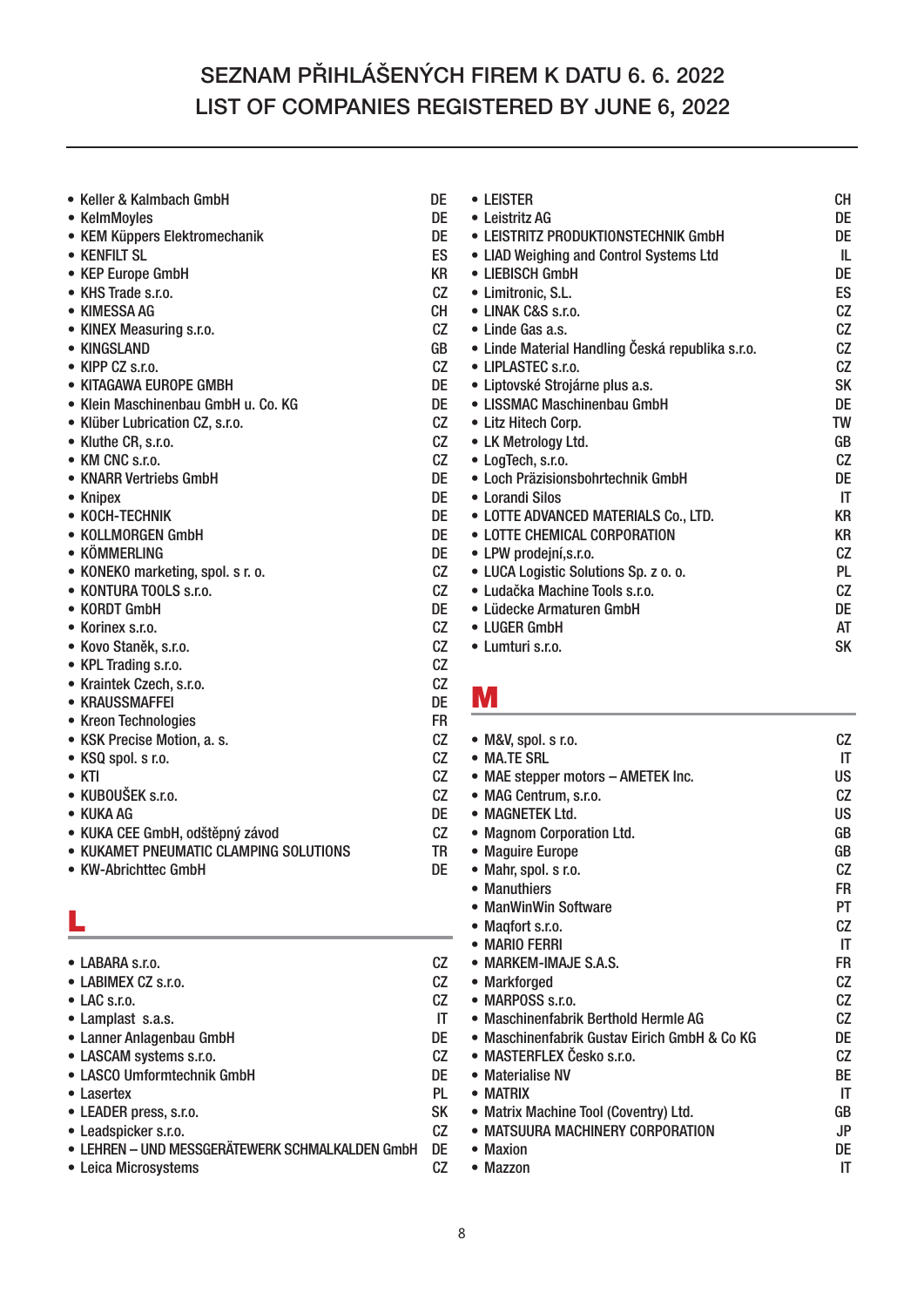# SEZNAM PŘIHLÁŠENÝCH FIREM K DATU 6. 6. 2022
# LIST OF COMPANIES REGISTERED BY JUNE 6, 2022

- Keller & Kalmbach GmbH DE
- KelmMoyles DE
- KEM Küppers Elektromechanik DE
- KENFILT SL ES
- KEP Europe GmbH KR
- KHS Trade s.r.o. CZ
- KIMESSA AG CH
- KINEX Measuring s.r.o. CZ
- KINGSLAND GB
- KIPP CZ s.r.o. CZ
- KITAGAWA EUROPE GMBH DE
- Klein Maschinenbau GmbH u. Co. KG DE
- Klüber Lubrication CZ, s.r.o. CZ
- Kluthe CR, s.r.o. CZ
- KM CNC s.r.o. CZ
- KNARR Vertriebs GmbH DE
- Knipex DE
- KOCH-TECHNIK DE
- KOLLMORGEN GmbH DE
- KÖMMERLING DE
- KONEKO marketing, spol. s r. o. CZ
- KONTURA TOOLS s.r.o. CZ
- KORDT GmbH DE
- Korinex s.r.o. CZ
- Kovo Staněk, s.r.o. CZ
- KPL Trading s.r.o. CZ
- Kraintek Czech, s.r.o. CZ
- KRAUSSMAFFEI DE
- Kreon Technologies FR
- KSK Precise Motion, a. s. CZ
- KSQ spol. s r.o. CZ
- KTI CZ
- KUBOUŠEK s.r.o. CZ
- KUKA AG DE
- KUKA CEE GmbH, odštěpný závod CZ
- KUKAMET PNEUMATIC CLAMPING SOLUTIONS TR
- KW-Abrichttec GmbH DE

## L

- LABARA s.r.o. CZ
- LABIMEX CZ s.r.o. CZ
- LAC s.r.o. CZ
- Lamplast s.a.s. IT
- Lanner Anlagenbau GmbH DE
- LASCAM systems s.r.o. CZ
- LASCO Umformtechnik GmbH DE
- Lasertex PL
- LEADER press, s.r.o. SK
- Leadspicker s.r.o. CZ
- LEHREN – UND MESSGERÄTEWERK SCHMALKALDEN GmbH DE
- Leica Microsystems CZ
- LEISTER CH
- Leistritz AG DE
- LEISTRITZ PRODUKTIONSTECHNIK GmbH DE
- LIAD Weighing and Control Systems Ltd IL
- LIEBISCH GmbH DE
- Limitronic, S.L. ES
- LINAK C&S s.r.o. CZ
- Linde Gas a.s. CZ
- Linde Material Handling Česká republika s.r.o. CZ
- LIPLASTEC s.r.o. CZ
- Liptovské Strojárne plus a.s. SK
- LISSMAC Maschinenbau GmbH DE
- Litz Hitech Corp. TW
- LK Metrology Ltd. GB
- LogTech, s.r.o. CZ
- Loch Präzisionsbohrtechnik GmbH DE
- Lorandi Silos IT
- LOTTE ADVANCED MATERIALS Co., LTD. KR
- LOTTE CHEMICAL CORPORATION KR
- LPW prodejní,s.r.o. CZ
- LUCA Logistic Solutions Sp. z o. o. PL
- Ludačka Machine Tools s.r.o. CZ
- Lüdecke Armaturen GmbH DE
- LUGER GmbH AT
- Lumturi s.r.o. SK

## M

- M&V, spol. s r.o. CZ
- MA.TE SRL IT
- MAE stepper motors – AMETEK Inc. US
- MAG Centrum, s.r.o. CZ
- MAGNETEK Ltd. US
- Magnom Corporation Ltd. GB
- Maguire Europe GB
- Mahr, spol. s r.o. CZ
- Manuthiers FR
- ManWinWin Software PT
- Maqfort s.r.o. CZ
- MARIO FERRI IT
- MARKEM-IMAJE S.A.S. FR
- Markforged CZ
- MARPOSS s.r.o. CZ
- Maschinenfabrik Berthold Hermle AG CZ
- Maschinenfabrik Gustav Eirich GmbH & Co KG DE
- MASTERFLEX Česko s.r.o. CZ
- Materialise NV BE
- MATRIX IT
- Matrix Machine Tool (Coventry) Ltd. GB
- MATSUURA MACHINERY CORPORATION JP
- Maxion DE
- Mazzon IT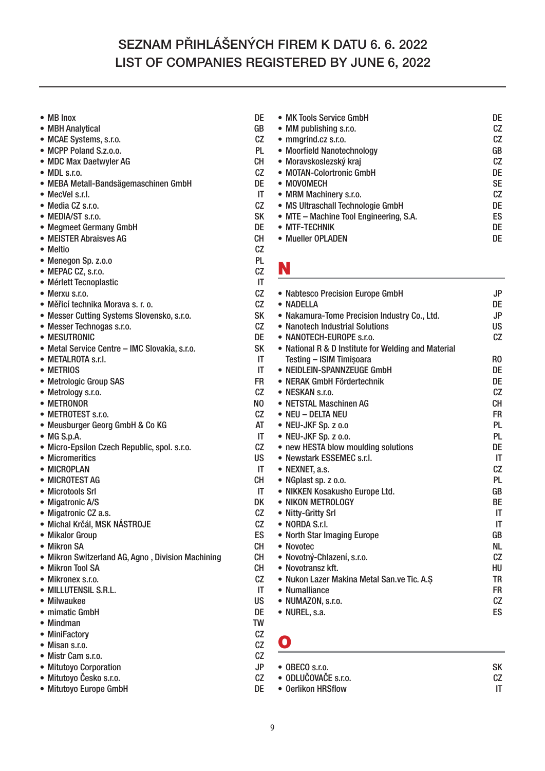# SEZNAM PŘIHLÁŠENÝCH FIREM K DATU 6. 6. 2022
# LIST OF COMPANIES REGISTERED BY JUNE 6, 2022

- MB Inox DE
- MBH Analytical GB
- MCAE Systems, s.r.o. CZ
- MCPP Poland S.z.o.o. PL
- MDC Max Daetwyler AG CH
- MDL s.r.o. CZ
- MEBA Metall-Bandsägemaschinen GmbH DE
- MecVel s.r.l. IT
- Media CZ s.r.o. CZ
- MEDIA/ST s.r.o. SK
- Megmeet Germany GmbH DE
- MEISTER Abraisves AG CH
- Meltio CZ
- Menegon Sp. z.o.o PL
- MEPAC CZ, s.r.o. CZ
- Mérlett Tecnoplastic IT
- Merxu s.r.o. CZ
- Měřicí technika Morava s. r. o. CZ
- Messer Cutting Systems Slovensko, s.r.o. SK
- Messer Technogas s.r.o. CZ
- MESUTRONIC DE
- Metal Service Centre – IMC Slovakia, s.r.o. SK
- METALROTA s.r.l. IT
- METRIOS IT
- Metrologic Group SAS FR
- Metrology s.r.o. CZ
- METRONOR NO
- METROTEST s.r.o. CZ
- Meusburger Georg GmbH & Co KG AT
- MG S.p.A. IT
- Micro-Epsilon Czech Republic, spol. s.r.o. CZ
- Micromeritics US
- MICROPLAN IT
- MICROTEST AG CH
- Microtools Srl IT
- Migatronic A/S DK
- Migatronic CZ a.s. CZ
- Michal Krčál, MSK NÁSTROJE CZ
- Mikalor Group ES
- Mikron SA CH
- Mikron Switzerland AG, Agno , Division Machining CH
- Mikron Tool SA CH
- Mikronex s.r.o. CZ
- MILLUTENSIL S.R.L. IT
- Milwaukee US
- mimatic GmbH DE
- Mindman TW
- MiniFactory CZ
- Misan s.r.o. CZ
- Mistr Cam s.r.o. CZ
- Mitutoyo Corporation JP
- Mitutoyo Česko s.r.o. CZ
- Mitutoyo Europe GmbH DE
- MK Tools Service GmbH DE
- MM publishing s.r.o. CZ
- mmgrind.cz s.r.o. CZ
- Moorfield Nanotechnology GB
- Moravskoslezský kraj CZ
- MOTAN-Colortronic GmbH DE
- MOVOMECH SE
- MRM Machinery s.r.o. CZ
- MS Ultraschall Technologie GmbH DE
- MTE – Machine Tool Engineering, S.A. ES
- MTF-TECHNIK DE
- Mueller OPLADEN DE

## N

- Nabtesco Precision Europe GmbH JP
- NADELLA DE
- Nakamura-Tome Precision Industry Co., Ltd. JP
- Nanotech Industrial Solutions US
- NANOTECH-EUROPE s.r.o. CZ
- National R & D Institute for Welding and Material Testing – ISIM Timişoara RO
- NEIDLEIN-SPANNZEUGE GmbH DE
- NERAK GmbH Fördertechnik DE
- NESKAN s.r.o. CZ
- NETSTAL Maschinen AG CH
- NEU – DELTA NEU FR
- NEU-JKF Sp. z o.o PL
- NEU-JKF Sp. z o.o. PL
- new HESTA blow moulding solutions DE
- Newstark ESSEMEC s.r.l. IT
- NEXNET, a.s. CZ
- NGplast sp. z o.o. PL
- NIKKEN Kosakusho Europe Ltd. GB
- NIKON METROLOGY BE
- Nitty-Gritty Srl IT
- NORDA S.r.l. IT
- North Star Imaging Europe GB
- Novotec NL
- Novotný-Chlazení, s.r.o. CZ
- Novotransz kft. HU
- Nukon Lazer Makina Metal San.ve Tic. A.Ş TR
- Numalliance FR
- NUMAZON, s.r.o. CZ
- NUREL, s.a. ES

## O

- OBECO s.r.o. SK
- ODLUČOVAČE s.r.o. CZ
- Oerlikon HRSflow IT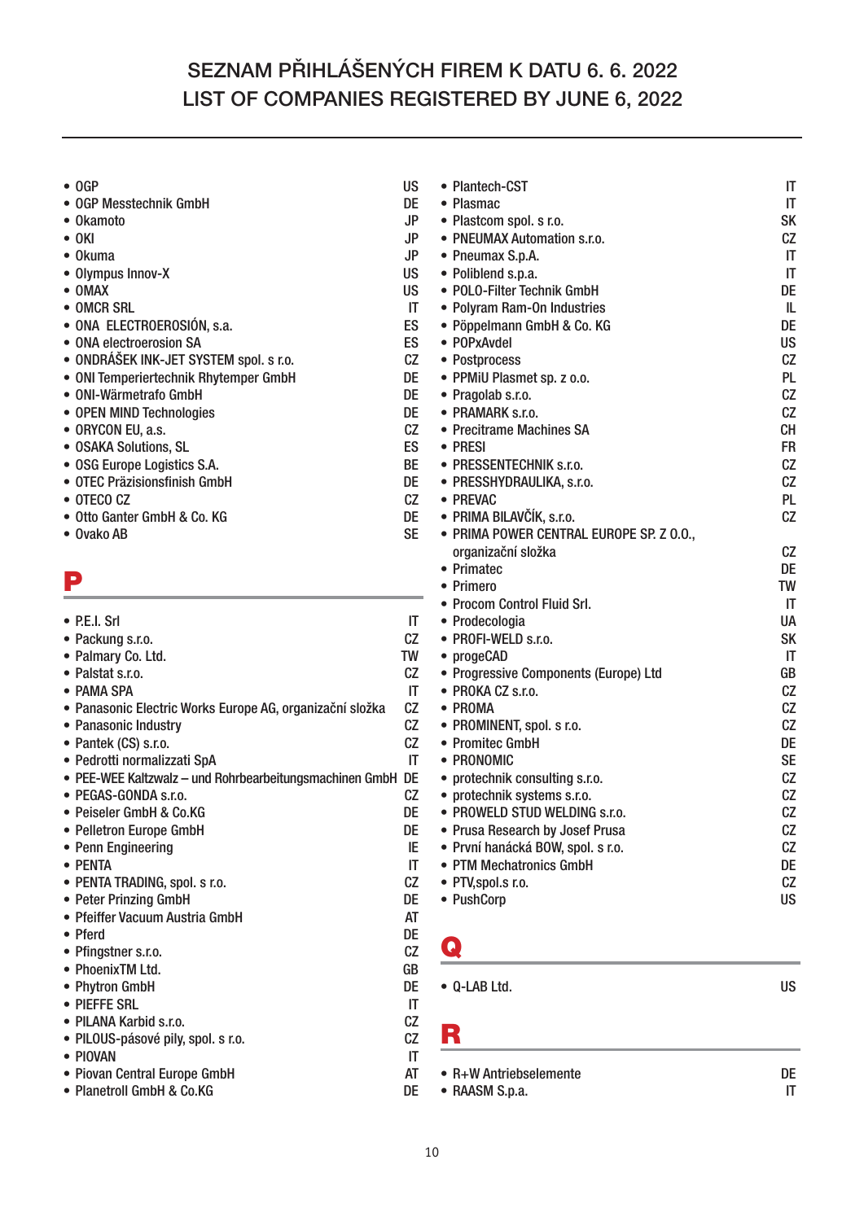# SEZNAM PŘIHLÁŠENÝCH FIREM K DATU 6. 6. 2022
# LIST OF COMPANIES REGISTERED BY JUNE 6, 2022

- OGP US
- OGP Messtechnik GmbH DE
- Okamoto JP
- OKI JP
- Okuma JP
- Olympus Innov-X US
- OMAX US
- OMCR SRL IT
- ONA ELECTROEROSIÓN, s.a. ES
- ONA electroerosion SA ES
- ONDRÁŠEK INK-JET SYSTEM spol. s r.o. CZ
- ONI Temperiertechnik Rhytemper GmbH DE
- ONI-Wärmetrafo GmbH DE
- OPEN MIND Technologies DE
- ORYCON EU, a.s. CZ
- OSAKA Solutions, SL ES
- OSG Europe Logistics S.A. BE
- OTEC Präzisionsfinish GmbH DE
- OTECO CZ CZ
- Otto Ganter GmbH & Co. KG DE
- Ovako AB SE

## P

- P.E.I. Srl IT
- Packung s.r.o. CZ
- Palmary Co. Ltd. TW
- Palstat s.r.o. CZ
- PAMA SPA IT
- Panasonic Electric Works Europe AG, organizační složka CZ
- Panasonic Industry CZ
- Pantek (CS) s.r.o. CZ
- Pedrotti normalizzati SpA IT
- PEE-WEE Kaltzwalz – und Rohrbearbeitungsmachinen GmbH DE
- PEGAS-GONDA s.r.o. CZ
- Peiseler GmbH & Co.KG DE
- Pelletron Europe GmbH DE
- Penn Engineering IE
- PENTA IT
- PENTA TRADING, spol. s r.o. CZ
- Peter Prinzing GmbH DE
- Pfeiffer Vacuum Austria GmbH AT
- Pferd DE
- Pfingstner s.r.o. CZ
- PhoenixTM Ltd. GB
- Phytron GmbH DE
- PIEFFE SRL IT
- PILANA Karbid s.r.o. CZ
- PILOUS-pásové pily, spol. s r.o. CZ
- PIOVAN IT
- Piovan Central Europe GmbH AT
- Planetroll GmbH & Co.KG DE
- Plantech-CST IT
- Plasmac IT
- Plastcom spol. s r.o. SK
- PNEUMAX Automation s.r.o. CZ
- Pneumax S.p.A. IT
- Poliblend s.p.a. IT
- POLO-Filter Technik GmbH DE
- Polyram Ram-On Industries IL
- Pöppelmann GmbH & Co. KG DE
- POPxAvdel US
- Postprocess CZ
- PPMiU Plasmet sp. z o.o. PL
- Pragolab s.r.o. CZ
- PRAMARK s.r.o. CZ
- Precitrame Machines SA CH
- PRESI FR
- PRESSENTECHNIK s.r.o. CZ
- PRESSHYDRAULIKA, s.r.o. CZ
- PREVAC PL
- PRIMA BILAVČÍK, s.r.o. CZ
- PRIMA POWER CENTRAL EUROPE SP. Z O.O., organizační složka CZ
- Primatec DE
- Primero TW
- Procom Control Fluid Srl. IT
- Prodecologia UA
- PROFI-WELD s.r.o. SK
- progeCAD IT
- Progressive Components (Europe) Ltd GB
- PROKA CZ s.r.o. CZ
- PROMA CZ
- PROMINENT, spol. s r.o. CZ
- Promitec GmbH DE
- PRONOMIC SE
- protechnik consulting s.r.o. CZ
- protechnik systems s.r.o. CZ
- PROWELD STUD WELDING s.r.o. CZ
- Prusa Research by Josef Prusa CZ
- První hanácká BOW, spol. s r.o. CZ
- PTM Mechatronics GmbH DE
- PTV,spol.s r.o. CZ
- PushCorp US

## Q

- Q-LAB Ltd. US

## R

- R+W Antriebselemente DE
- RAASM S.p.a. IT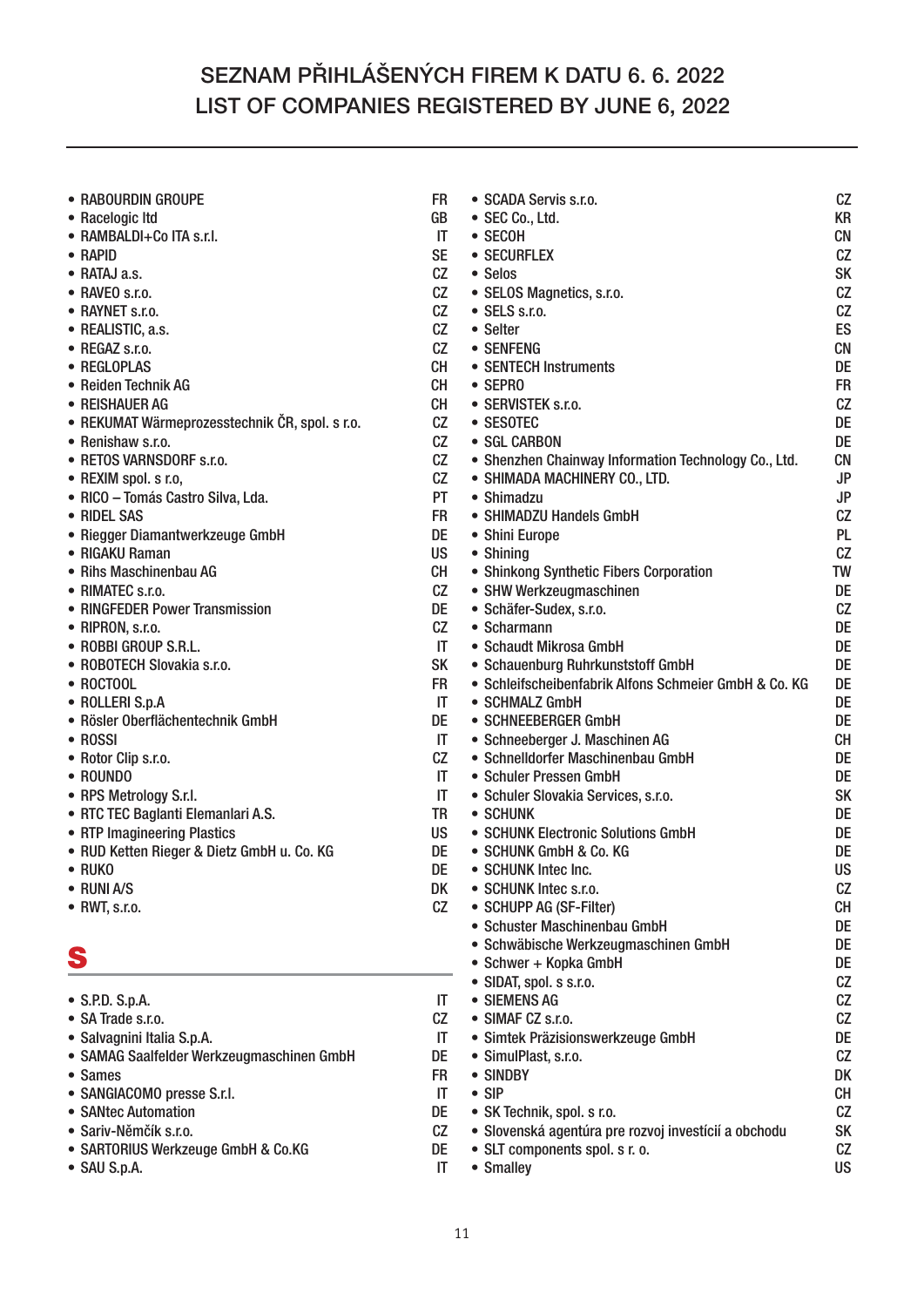# SEZNAM PŘIHLÁŠENÝCH FIREM K DATU 6. 6. 2022
# LIST OF COMPANIES REGISTERED BY JUNE 6, 2022

- RABOURDIN GROUPE FR
- Racelogic ltd GB
- RAMBALDI+Co ITA s.r.l. IT
- RAPID SE
- RATAJ a.s. CZ
- RAVEO s.r.o. CZ
- RAYNET s.r.o. CZ
- REALISTIC, a.s. CZ
- REGAZ s.r.o. CZ
- REGLOPLAS CH
- Reiden Technik AG CH
- REISHAUER AG CH
- REKUMAT Wärmeprozesstechnik ČR, spol. s r.o. CZ
- Renishaw s.r.o. CZ
- RETOS VARNSDORF s.r.o. CZ
- REXIM spol. s r.o, CZ
- RICO – Tomás Castro Silva, Lda. PT
- RIDEL SAS FR
- Riegger Diamantwerkzeuge GmbH DE
- RIGAKU Raman US
- Rihs Maschinenbau AG CH
- RIMATEC s.r.o. CZ
- RINGFEDER Power Transmission DE
- RIPRON, s.r.o. CZ
- ROBBI GROUP S.R.L. IT
- ROBOTECH Slovakia s.r.o. SK
- ROCTOOL FR
- ROLLERI S.p.A IT
- Rösler Oberflächentechnik GmbH DE
- ROSSI IT
- Rotor Clip s.r.o. CZ
- ROUNDO IT
- RPS Metrology S.r.l. IT
- RTC TEC Baglanti Elemanlari A.S. TR
- RTP Imagineering Plastics US
- RUD Ketten Rieger & Dietz GmbH u. Co. KG DE
- RUKO DE
- RUNI A/S DK
- RWT, s.r.o. CZ

## S

- S.P.D. S.p.A. IT
- SA Trade s.r.o. CZ
- Salvagnini Italia S.p.A. IT
- SAMAG Saalfelder Werkzeugmaschinen GmbH DE
- Sames FR
- SANGIACOMO presse S.r.l. IT
- SANtec Automation DE
- Sariv-Němčík s.r.o. CZ
- SARTORIUS Werkzeuge GmbH & Co.KG DE
- SAU S.p.A. IT
- SCADA Servis s.r.o. CZ
- SEC Co., Ltd. KR
- SECOH CN
- SECURFLEX CZ
- Selos SK
- SELOS Magnetics, s.r.o. CZ
- SELS s.r.o. CZ
- Selter ES
- SENFENG CN
- SENTECH Instruments DE
- SEPRO FR
- SERVISTEK s.r.o. CZ
- SESOTEC DE
- SGL CARBON DE
- Shenzhen Chainway Information Technology Co., Ltd. CN
- SHIMADA MACHINERY CO., LTD. JP
- Shimadzu JP
- SHIMADZU Handels GmbH CZ
- Shini Europe PL
- Shining CZ
- Shinkong Synthetic Fibers Corporation TW
- SHW Werkzeugmaschinen DE
- Schäfer-Sudex, s.r.o. CZ
- Scharmann DE
- Schaudt Mikrosa GmbH DE
- Schauenburg Ruhrkunststoff GmbH DE
- Schleifscheibenfabrik Alfons Schmeier GmbH & Co. KG DE
- SCHMALZ GmbH DE
- SCHNEEBERGER GmbH DE
- Schneeberger J. Maschinen AG CH
- Schnelldorfer Maschinenbau GmbH DE
- Schuler Pressen GmbH DE
- Schuler Slovakia Services, s.r.o. SK
- SCHUNK DE
- SCHUNK Electronic Solutions GmbH DE
- SCHUNK GmbH & Co. KG DE
- SCHUNK Intec Inc. US
- SCHUNK Intec s.r.o. CZ
- SCHUPP AG (SF-Filter) CH
- Schuster Maschinenbau GmbH DE
- Schwäbische Werkzeugmaschinen GmbH DE
- Schwer + Kopka GmbH DE
- SIDAT, spol. s s.r.o. CZ
- SIEMENS AG CZ
- SIMAF CZ s.r.o. CZ
- Simtek Präzisionswerkzeuge GmbH DE
- SimulPlast, s.r.o. CZ
- SINDBY DK
- SIP CH
- SK Technik, spol. s r.o. CZ
- Slovenská agentúra pre rozvoj investícií a obchodu SK
- SLT components spol. s r. o. CZ
- Smalley US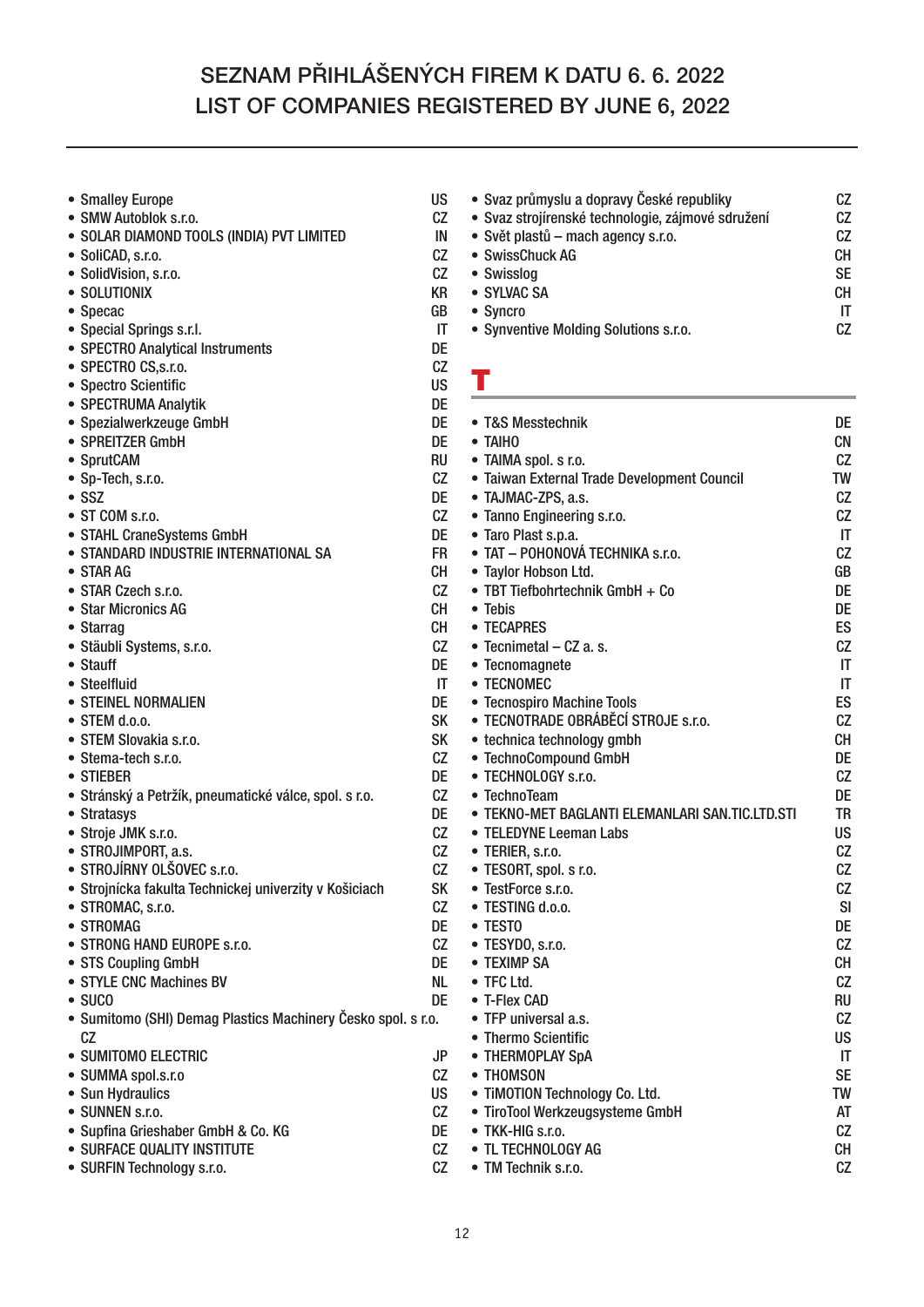# SEZNAM PŘIHLÁŠENÝCH FIREM K DATU 6. 6. 2022
# LIST OF COMPANIES REGISTERED BY JUNE 6, 2022

- Smalley Europe US
- SMW Autoblok s.r.o. CZ
- SOLAR DIAMOND TOOLS (INDIA) PVT LIMITED IN
- SoliCAD, s.r.o. CZ
- SolidVision, s.r.o. CZ
- SOLUTIONIX KR
- Specac GB
- Special Springs s.r.l. IT
- SPECTRO Analytical Instruments DE
- SPECTRO CS,s.r.o. CZ
- Spectro Scientific US
- SPECTRUMA Analytik DE
- Spezialwerkzeuge GmbH DE
- SPREITZER GmbH DE
- SprutCAM RU
- Sp-Tech, s.r.o. CZ
- SSZ DE
- ST COM s.r.o. CZ
- STAHL CraneSystems GmbH DE
- STANDARD INDUSTRIE INTERNATIONAL SA FR
- STAR AG CH
- STAR Czech s.r.o. CZ
- Star Micronics AG CH
- Starrag CH
- Stäubli Systems, s.r.o. CZ
- Stauff DE
- Steelfluid IT
- STEINEL NORMALIEN DE
- STEM d.o.o. SK
- STEM Slovakia s.r.o. SK
- Stema-tech s.r.o. CZ
- STIEBER DE
- Stránský a Petržík, pneumatické válce, spol. s r.o. CZ
- Stratasys DE
- Stroje JMK s.r.o. CZ
- STROJIMPORT, a.s. CZ
- STROJÍRNY OLŠOVEC s.r.o. CZ
- Strojnícka fakulta Technickej univerzity v Košiciach SK
- STROMAC, s.r.o. CZ
- STROMAG DE
- STRONG HAND EUROPE s.r.o. CZ
- STS Coupling GmbH DE
- STYLE CNC Machines BV NL
- SUCO DE
- Sumitomo (SHI) Demag Plastics Machinery Česko spol. s r.o. CZ
- SUMITOMO ELECTRIC JP
- SUMMA spol.s.r.o CZ
- Sun Hydraulics US
- SUNNEN s.r.o. CZ
- Supfina Grieshaber GmbH & Co. KG DE
- SURFACE QUALITY INSTITUTE CZ
- SURFIN Technology s.r.o. CZ
- Svaz průmyslu a dopravy České republiky CZ
- Svaz strojírenské technologie, zájmové sdružení CZ
- Svět plastů – mach agency s.r.o. CZ
- SwissChuck AG CH
- Swisslog SE
- SYLVAC SA CH
- Syncro IT
- Synventive Molding Solutions s.r.o. CZ

## T

- T&S Messtechnik DE
- TAIHO CN
- TAIMA spol. s r.o. CZ
- Taiwan External Trade Development Council TW
- TAJMAC-ZPS, a.s. CZ
- Tanno Engineering s.r.o. CZ
- Taro Plast s.p.a. IT
- TAT – POHONOVÁ TECHNIKA s.r.o. CZ
- Taylor Hobson Ltd. GB
- TBT Tiefbohrtechnik GmbH + Co DE
- Tebis DE
- TECAPRES ES
- Tecnimetal – CZ a. s. CZ
- Tecnomagnete IT
- TECNOMEC IT
- Tecnospiro Machine Tools ES
- TECNOTRADE OBRÁBĚCÍ STROJE s.r.o. CZ
- technica technology gmbh CH
- TechnoCompound GmbH DE
- TECHNOLOGY s.r.o. CZ
- TechnoTeam DE
- TEKNO-MET BAGLANTI ELEMANLARI SAN.TIC.LTD.STI TR
- TELEDYNE Leeman Labs US
- TERIER, s.r.o. CZ
- TESORT, spol. s r.o. CZ
- TestForce s.r.o. CZ
- TESTING d.o.o. SI
- TESTO DE
- TESYDO, s.r.o. CZ
- TEXIMP SA CH
- TFC Ltd. CZ
- T-Flex CAD RU
- TFP universal a.s. CZ
- Thermo Scientific US
- THERMOPLAY SpA IT
- THOMSON SE
- TiMOTION Technology Co. Ltd. TW
- TiroTool Werkzeugsysteme GmbH AT
- TKK-HIG s.r.o. CZ
- TL TECHNOLOGY AG CH
- TM Technik s.r.o. CZ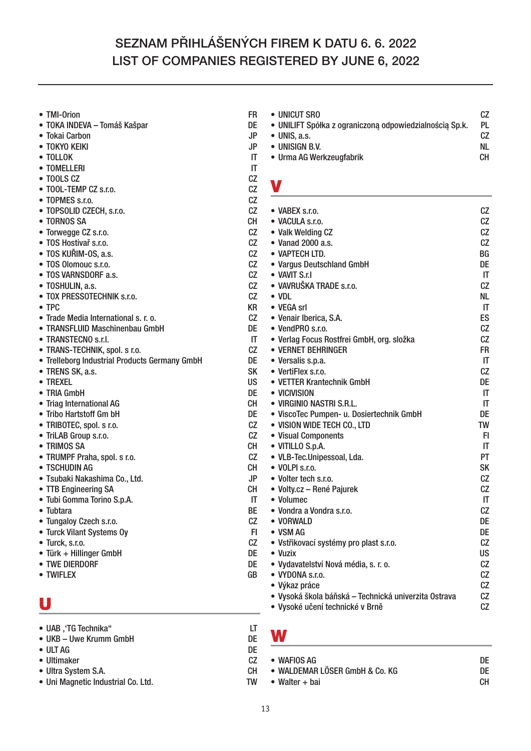# SEZNAM PŘIHLÁŠENÝCH FIREM K DATU 6. 6. 2022
# LIST OF COMPANIES REGISTERED BY JUNE 6, 2022

- TMI-Orion FR
- TOKA INDEVA – Tomáš Kašpar DE
- Tokai Carbon JP
- TOKYO KEIKI JP
- TOLLOK IT
- TOMELLERI IT
- TOOLS CZ CZ
- TOOL-TEMP CZ s.r.o. CZ
- TOPMES s.r.o. CZ
- TOPSOLID CZECH, s.r.o. CZ
- TORNOS SA CH
- Torwegge CZ s.r.o. CZ
- TOS Hostivař s.r.o. CZ
- TOS KUŘIM-OS, a.s. CZ
- TOS Olomouc s.r.o. CZ
- TOS VARNSDORF a.s. CZ
- TOSHULIN, a.s. CZ
- TOX PRESSOTECHNIK s.r.o. CZ
- TPC KR
- Trade Media International s. r. o. CZ
- TRANSFLUID Maschinenbau GmbH DE
- TRANSTECNO s.r.l. IT
- TRANS-TECHNIK, spol. s r.o. CZ
- Trelleborg Industrial Products Germany GmbH DE
- TRENS SK, a.s. SK
- TREXEL US
- TRIA GmbH DE
- Triag International AG CH
- Tribo Hartstoff Gm bH DE
- TRIBOTEC, spol. s r.o. CZ
- TriLAB Group s.r.o. CZ
- TRIMOS SA CH
- TRUMPF Praha, spol. s r.o. CZ
- TSCHUDIN AG CH
- Tsubaki Nakashima Co., Ltd. JP
- TTB Engineering SA CH
- Tubi Gomma Torino S.p.A. IT
- Tubtara BE
- Tungaloy Czech s.r.o. CZ
- Turck Vilant Systems Oy FI
- Turck, s.r.o. CZ
- Türk + Hillinger GmbH DE
- TWE DIERDORF DE
- TWIFLEX GB

## U

- UAB ‚'TG Technika" LT
- UKB – Uwe Krumm GmbH DE
- ULT AG DE
- Ultimaker CZ
- Ultra System S.A. CH
- Uni Magnetic Industrial Co. Ltd. TW
- UNICUT SRO CZ
- UNILIFT Spółka z ograniczoną odpowiedzialnością Sp.k. PL
- UNIS, a.s. CZ
- UNISIGN B.V. NL
- Urma AG Werkzeugfabrik CH

## V

- VABEX s.r.o. CZ
- VACULA s.r.o. CZ
- Valk Welding CZ CZ
- Vanad 2000 a.s. CZ
- VAPTECH LTD. BG
- Vargus Deutschland GmbH DE
- VAVIT S.r.l IT
- VAVRUŠKA TRADE s.r.o. CZ
- VDL NL
- VEGA srl IT
- Venair Iberica, S.A. ES
- VendPRO s.r.o. CZ
- Verlag Focus Rostfrei GmbH, org. složka CZ
- VERNET BEHRINGER FR
- Versalis s.p.a. IT
- VertiFlex s.r.o. CZ
- VETTER Krantechnik GmbH DE
- VICIVISION IT
- VIRGINIO NASTRI S.R.L. IT
- ViscoTec Pumpen- u. Dosiertechnik GmbH DE
- VISION WIDE TECH CO., LTD TW
- Visual Components FI
- VITILLO S.p.A. IT
- VLB-Tec.Unipessoal, Lda. PT
- VOLPI s.r.o. SK
- Volter tech s.r.o. CZ
- Volty.cz – René Pajurek CZ
- Volumec IT
- Vondra a Vondra s.r.o. CZ
- VORWALD DE
- VSM AG DE
- Vstřikovací systémy pro plast s.r.o. CZ
- Vuzix US
- Vydavatelství Nová média, s. r. o. CZ
- VYDONA s.r.o. CZ
- Výkaz práce CZ
- Vysoká škola báňská – Technická univerzita Ostrava CZ
- Vysoké učení technické v Brně CZ

## W

- WAFIOS AG DE
- WALDEMAR LÖSER GmbH & Co. KG DE
- Walter + bai CH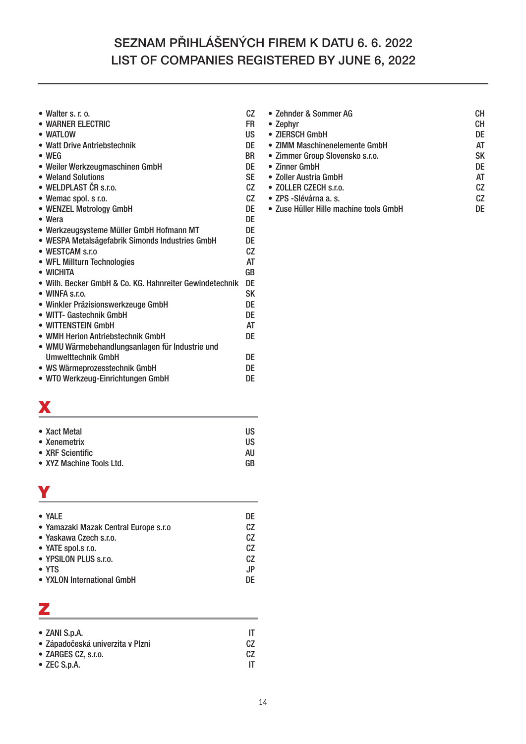# SEZNAM PŘIHLÁŠENÝCH FIREM K DATU 6. 6. 2022
# LIST OF COMPANIES REGISTERED BY JUNE 6, 2022

| | |
|---|---|
| • Walter s. r. o. | CZ |
| • WARNER ELECTRIC | FR |
| • WATLOW | US |
| • Watt Drive Antriebstechnik | DE |
| • WEG | BR |
| • Weiler Werkzeugmaschinen GmbH | DE |
| • Weland Solutions | SE |
| • WELDPLAST ČR s.r.o. | CZ |
| • Wemac spol. s r.o. | CZ |
| • WENZEL Metrology GmbH | DE |
| • Wera | DE |
| • Werkzeugsysteme Müller GmbH Hofmann MT | DE |
| • WESPA Metalsägefabrik Simonds Industries GmbH | DE |
| • WESTCAM s.r.o | CZ |
| • WFL Millturn Technologies | AT |
| • WICHITA | GB |
| • Wilh. Becker GmbH & Co. KG. Hahnreiter Gewindetechnik | DE |
| • WINFA s.r.o. | SK |
| • Winkler Präzisionswerkzeuge GmbH | DE |
| • WITT- Gastechnik GmbH | DE |
| • WITTENSTEIN GmbH | AT |
| • WMH Herion Antriebstechnik GmbH | DE |
| • WMU Wärmebehandlungsanlagen für Industrie und Umwelttechnik GmbH | DE |
| • WS Wärmeprozesstechnik GmbH | DE |
| • WTO Werkzeug-Einrichtungen GmbH | DE |

## X

| | |
|---|---|
| • Xact Metal | US |
| • Xenemetrix | US |
| • XRF Scientific | AU |
| • XYZ Machine Tools Ltd. | GB |

## Y

| | |
|---|---|
| • YALE | DE |
| • Yamazaki Mazak Central Europe s.r.o | CZ |
| • Yaskawa Czech s.r.o. | CZ |
| • YATE spol.s r.o. | CZ |
| • YPSILON PLUS s.r.o. | CZ |
| • YTS | JP |
| • YXLON International GmbH | DE |

## Z

| | |
|---|---|
| • ZANI S.p.A. | IT |
| • Západočeská univerzita v Plzni | CZ |
| • ZARGES CZ, s.r.o. | CZ |
| • ZEC S.p.A. | IT |
| • Zehnder & Sommer AG | CH |
| • Zephyr | CH |
| • ZIERSCH GmbH | DE |
| • ZIMM Maschinenelemente GmbH | AT |
| • Zimmer Group Slovensko s.r.o. | SK |
| • Zinner GmbH | DE |
| • Zoller Austria GmbH | AT |
| • ZOLLER CZECH s.r.o. | CZ |
| • ZPS -Slévárna a. s. | CZ |
| • Zuse Hüller Hille machine tools GmbH | DE |